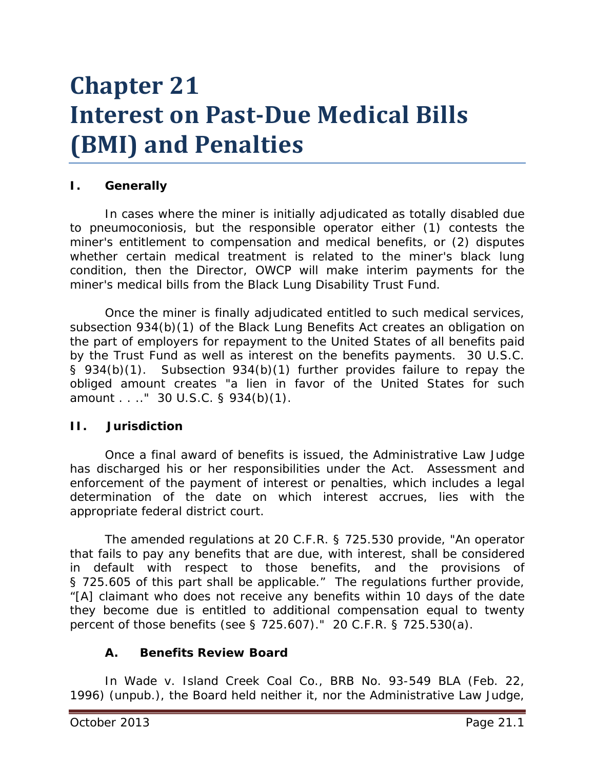# Chapter 21 Interest on Past-Due Medical Bills (BMI) and Penalties

## I. Generally

In cases where the miner is initially adjudicated as totally disabled due to pneumoconiosis, but the responsible operator either (1) contests the miner's entitlement to compensation and medical benefits, or (2) disputes whether certain medical treatment is related to the miner's black lung condition, then the Director, OWCP will make interim payments for the miner's medical bills from the Black Lung Disability Trust Fund.

Once the miner is finally adjudicated entitled to such medical services, subsection 934(b)(1) of the Black Lung Benefits Act creates an obligation on the part of employers for repayment to the United States of all benefits paid by the Trust Fund as well as interest on the benefits payments. 30 U.S.C. § 934(b)(1). Subsection 934(b)(1) further provides failure to repay the obliged amount creates "a lien in favor of the United States for such amount . . .." 30 U.S.C. § 934(b)(1).

## II. Jurisdiction

Once a final award of benefits is issued, the Administrative Law Judge has discharged his or her responsibilities under the Act. Assessment and enforcement of the payment of interest or penalties, which includes a legal determination of the date on which interest accrues, lies with the appropriate federal district court.

The amended regulations at 20 C.F.R. § 725.530 provide, "An operator that fails to pay any benefits that are due, with interest, shall be considered in default with respect to those benefits, and the provisions of § 725.605 of this part shall be applicable." The regulations further provide, "[A] claimant who does not receive any benefits within 10 days of the date they become due is entitled to additional compensation equal to twenty percent of those benefits (see § 725.607)." 20 C.F.R. § 725.530(a).

### A. Benefits Review Board

In *Wade v. Island Creek Coal Co.*, BRB No. 93-549 BLA (Feb. 22, 1996) (unpub.), the Board held neither it, nor the Administrative Law Judge,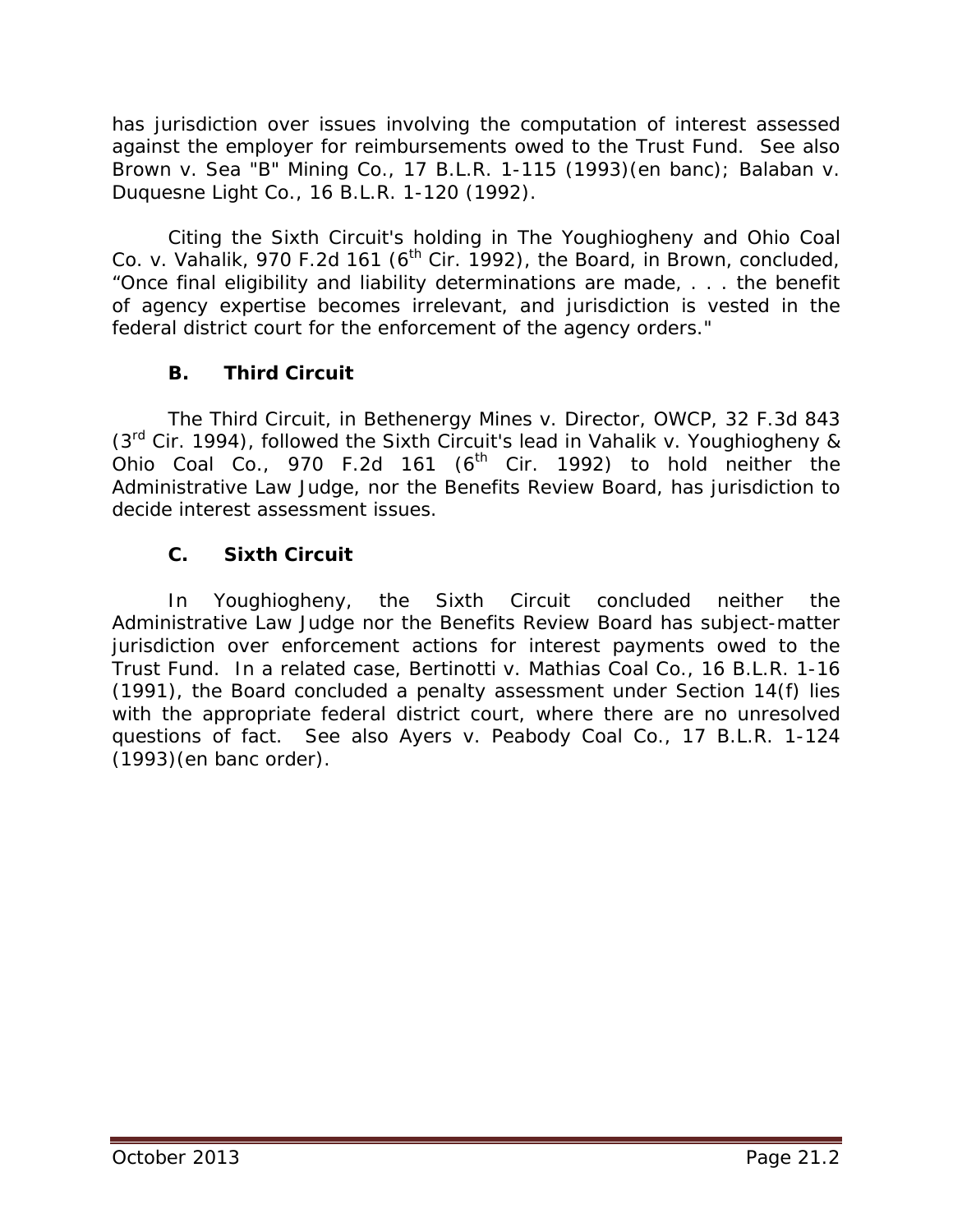has jurisdiction over issues involving the computation of interest assessed against the employer for reimbursements owed to the Trust Fund. *See also* *Brown v. Sea "B" Mining Co.*, 17 B.L.R. 1-115 (1993)(en banc); *Balaban v. Duquesne Light Co.*, 16 B.L.R. 1-120 (1992).

Citing the Sixth Circuit's holding in *The Youghiogheny and Ohio Coal Co. v. Vahalik*, 970 F.2d 161 (6th Cir. 1992), the Board, in *Brown*, concluded, "Once final eligibility and liability determinations are made, . . . the benefit of agency expertise becomes irrelevant, and jurisdiction is vested in the federal district court for the enforcement of the agency orders."

### B. Third Circuit

The Third Circuit, in *Bethenergy Mines v. Director, OWCP*, 32 F.3d 843 (3rd Cir. 1994), followed the Sixth Circuit's lead in *Vahalik v. Youghiogheny & Ohio Coal Co.*, 970 F.2d 161 (6th Cir. 1992) to hold neither the Administrative Law Judge, nor the Benefits Review Board, has jurisdiction to decide interest assessment issues.

### C. Sixth Circuit

In *Youghiogheny*, the Sixth Circuit concluded neither the Administrative Law Judge nor the Benefits Review Board has subject-matter jurisdiction over enforcement actions for interest payments owed to the Trust Fund. In a related case, *Bertinotti v. Mathias Coal Co.*, 16 B.L.R. 1-16 (1991), the Board concluded a penalty assessment under Section 14(f) lies with the appropriate federal district court, where there are no unresolved questions of fact. *See also* *Ayers v. Peabody Coal Co.*, 17 B.L.R. 1-124 (1993)(en banc order).